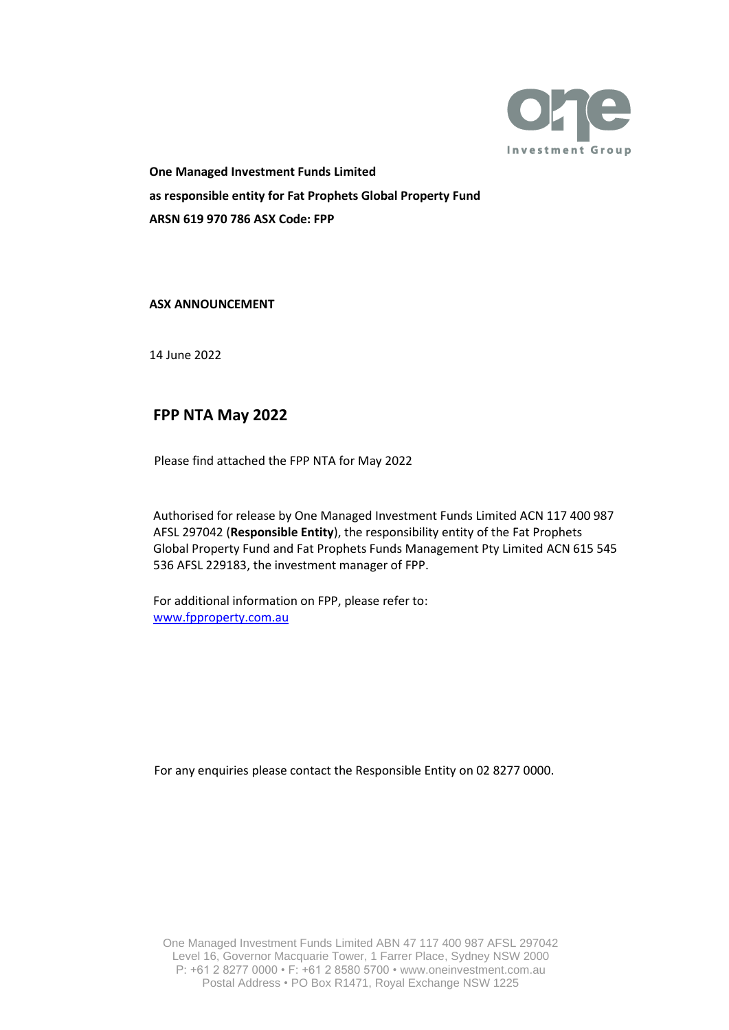**One Managed Investment Funds Limited**

**as responsible entity for Fat Prophets Global Property Fund**

**ARSN 619 970 786 ASX Code: FPP**

**ASX ANNOUNCEMENT**

14 June 2022

## FPP NTA May 2022

Please find attached the FPP NTA for May 2022

Authorised for release by One Managed Investment Funds Limited ACN 117 400 987 AFSL 297042 (**Responsible Entity**), the responsibility entity of the Fat Prophets Global Property Fund and Fat Prophets Funds Management Pty Limited ACN 615 545 536 AFSL 229183, the investment manager of FPP.

For additional information on FPP, please refer to:
[www.fpproperty.com.au](http://www.fpproperty.com.au)

For any enquiries please contact the Responsible Entity on 02 8277 0000.

One Managed Investment Funds Limited ABN 47 117 400 987 AFSL 297042
Level 16, Governor Macquarie Tower, 1 Farrer Place, Sydney NSW 2000
P: +61 2 8277 0000 • F: +61 2 8580 5700 • www.oneinvestment.com.au
Postal Address • PO Box R1471, Royal Exchange NSW 1225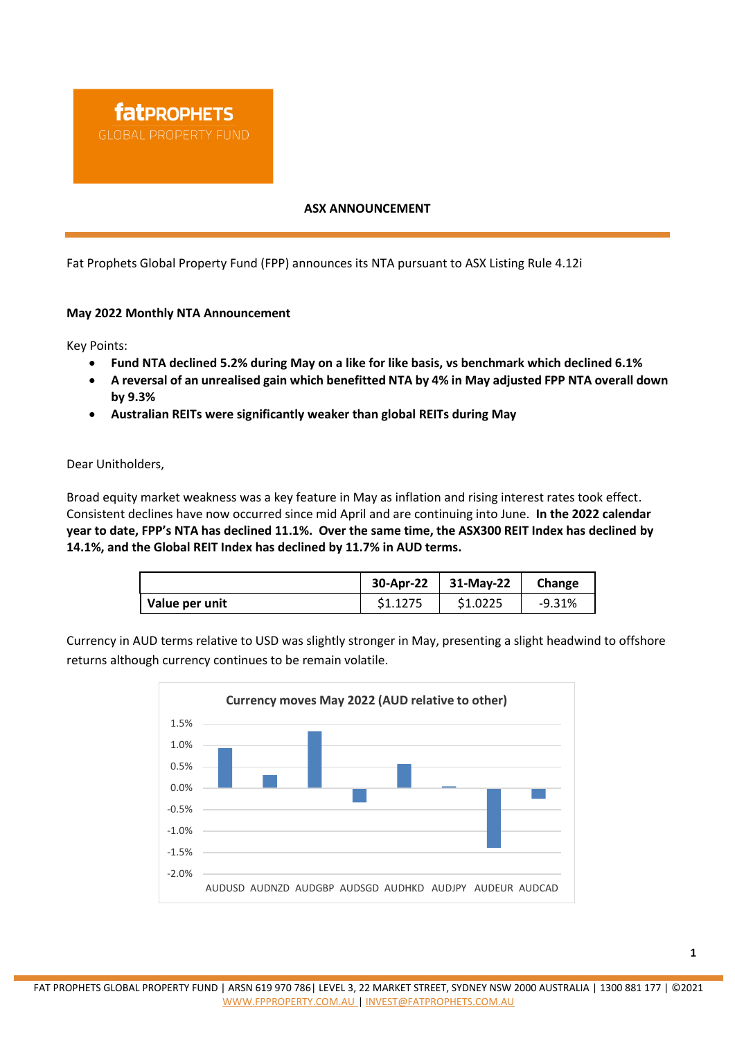fatPROPHETS
GLOBAL PROPERTY FUND

**ASX ANNOUNCEMENT**

Fat Prophets Global Property Fund (FPP) announces its NTA pursuant to ASX Listing Rule 4.12i

**May 2022 Monthly NTA Announcement**

Key Points:

- **Fund NTA declined 5.2% during May on a like for like basis, vs benchmark which declined 6.1%**
- **A reversal of an unrealised gain which benefitted NTA by 4% in May adjusted FPP NTA overall down by 9.3%**
- **Australian REITs were significantly weaker than global REITs during May**

Dear Unitholders,

Broad equity market weakness was a key feature in May as inflation and rising interest rates took effect. Consistent declines have now occurred since mid April and are continuing into June. **In the 2022 calendar year to date, FPP's NTA has declined 11.1%. Over the same time, the ASX300 REIT Index has declined by 14.1%, and the Global REIT Index has declined by 11.7% in AUD terms.**

| | 30-Apr-22 | 31-May-22 | Change |
|---|---|---|---|
| Value per unit | $1.1275 | $1.0225 | -9.31% |

Currency in AUD terms relative to USD was slightly stronger in May, presenting a slight headwind to offshore returns although currency continues to be remain volatile.

**Currency moves May 2022 (AUD relative to other)**

| Currency | Change (approx.) |
|---|---|
| AUDUSD | 0.9% |
| AUDNZD | 0.3% |
| AUDGBP | 1.3% |
| AUDSGD | -0.3% |
| AUDHKD | 0.55% |
| AUDJPY | 0.0% |
| AUDEUR | -1.4% |
| AUDCAD | -0.25% |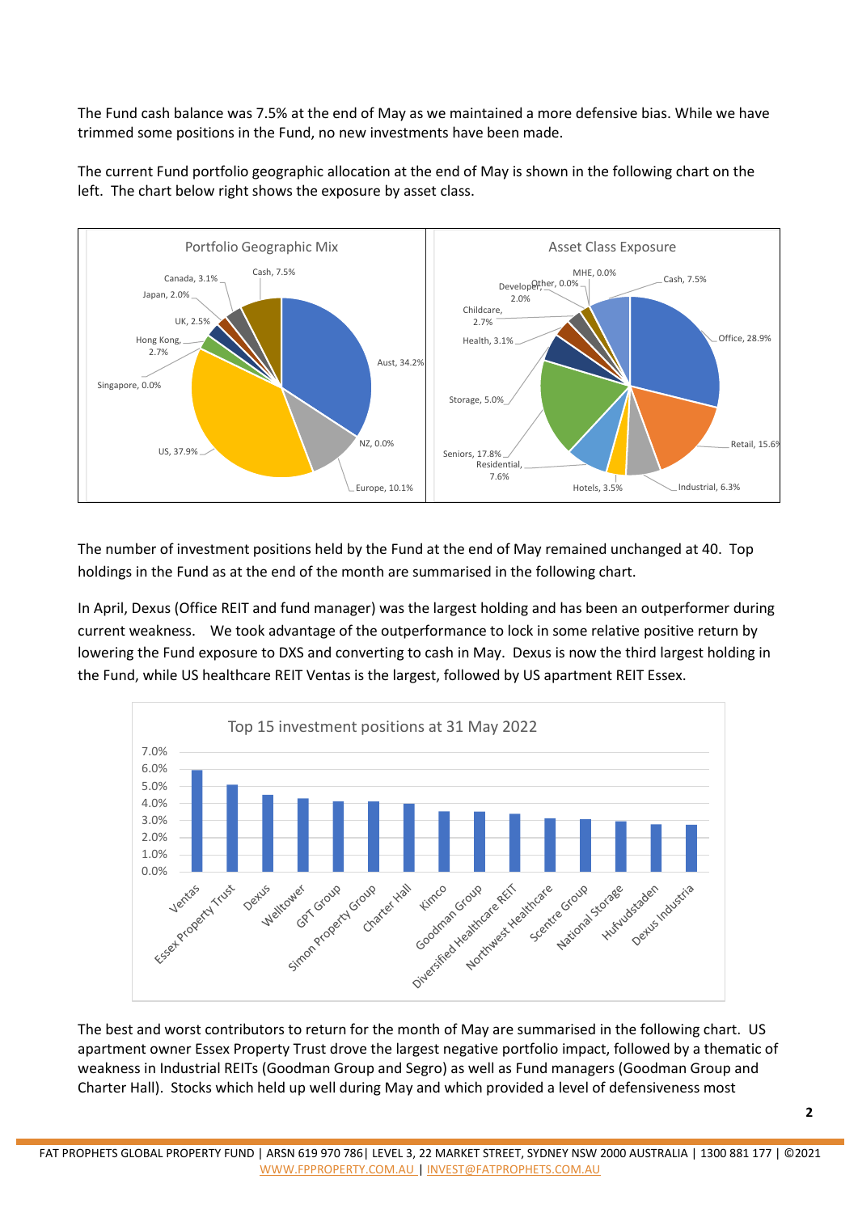The Fund cash balance was 7.5% at the end of May as we maintained a more defensive bias. While we have trimmed some positions in the Fund, no new investments have been made.

The current Fund portfolio geographic allocation at the end of May is shown in the following chart on the left. The chart below right shows the exposure by asset class.

The number of investment positions held by the Fund at the end of May remained unchanged at 40. Top holdings in the Fund as at the end of the month are summarised in the following chart.

In April, Dexus (Office REIT and fund manager) was the largest holding and has been an outperformer during current weakness. We took advantage of the outperformance to lock in some relative positive return by lowering the Fund exposure to DXS and converting to cash in May. Dexus is now the third largest holding in the Fund, while US healthcare REIT Ventas is the largest, followed by US apartment REIT Essex.

The best and worst contributors to return for the month of May are summarised in the following chart. US apartment owner Essex Property Trust drove the largest negative portfolio impact, followed by a thematic of weakness in Industrial REITs (Goodman Group and Segro) as well as Fund managers (Goodman Group and Charter Hall). Stocks which held up well during May and which provided a level of defensiveness most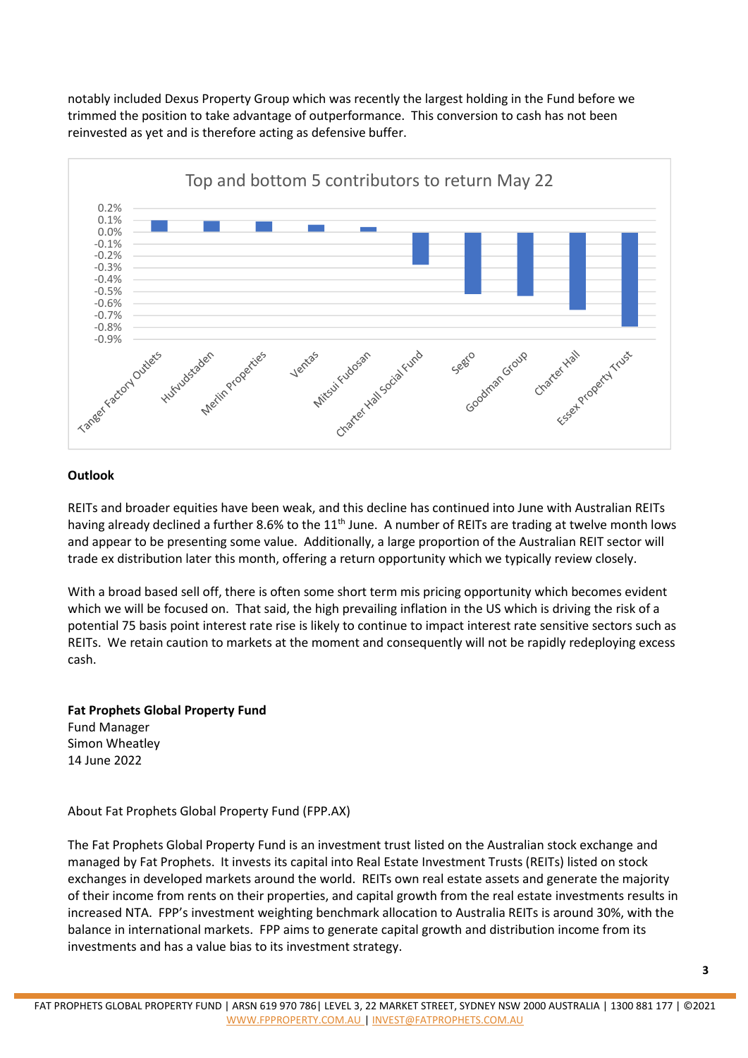notably included Dexus Property Group which was recently the largest holding in the Fund before we trimmed the position to take advantage of outperformance. This conversion to cash has not been reinvested as yet and is therefore acting as defensive buffer.

## Outlook

REITs and broader equities have been weak, and this decline has continued into June with Australian REITs having already declined a further 8.6% to the 11th June. A number of REITs are trading at twelve month lows and appear to be presenting some value. Additionally, a large proportion of the Australian REIT sector will trade ex distribution later this month, offering a return opportunity which we typically review closely.

With a broad based sell off, there is often some short term mis pricing opportunity which becomes evident which we will be focused on. That said, the high prevailing inflation in the US which is driving the risk of a potential 75 basis point interest rate rise is likely to continue to impact interest rate sensitive sectors such as REITs. We retain caution to markets at the moment and consequently will not be rapidly redeploying excess cash.

**Fat Prophets Global Property Fund**
Fund Manager
Simon Wheatley
14 June 2022

About Fat Prophets Global Property Fund (FPP.AX)

The Fat Prophets Global Property Fund is an investment trust listed on the Australian stock exchange and managed by Fat Prophets. It invests its capital into Real Estate Investment Trusts (REITs) listed on stock exchanges in developed markets around the world. REITs own real estate assets and generate the majority of their income from rents on their properties, and capital growth from the real estate investments results in increased NTA. FPP's investment weighting benchmark allocation to Australia REITs is around 30%, with the balance in international markets. FPP aims to generate capital growth and distribution income from its investments and has a value bias to its investment strategy.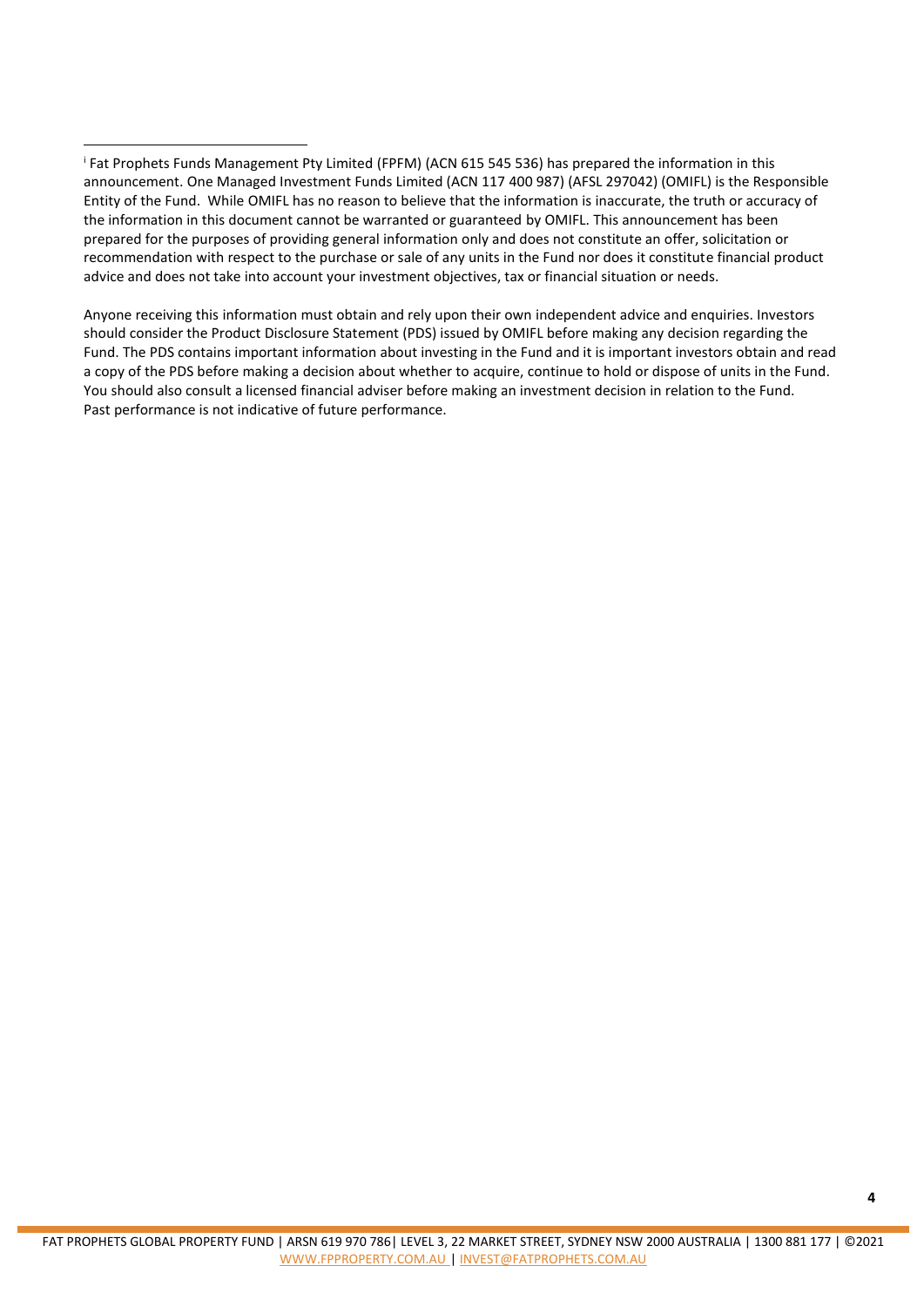[i] Fat Prophets Funds Management Pty Limited (FPFM) (ACN 615 545 536) has prepared the information in this announcement. One Managed Investment Funds Limited (ACN 117 400 987) (AFSL 297042) (OMIFL) is the Responsible Entity of the Fund. While OMIFL has no reason to believe that the information is inaccurate, the truth or accuracy of the information in this document cannot be warranted or guaranteed by OMIFL. This announcement has been prepared for the purposes of providing general information only and does not constitute an offer, solicitation or recommendation with respect to the purchase or sale of any units in the Fund nor does it constitute financial product advice and does not take into account your investment objectives, tax or financial situation or needs.

Anyone receiving this information must obtain and rely upon their own independent advice and enquiries. Investors should consider the Product Disclosure Statement (PDS) issued by OMIFL before making any decision regarding the Fund. The PDS contains important information about investing in the Fund and it is important investors obtain and read a copy of the PDS before making a decision about whether to acquire, continue to hold or dispose of units in the Fund. You should also consult a licensed financial adviser before making an investment decision in relation to the Fund. Past performance is not indicative of future performance.